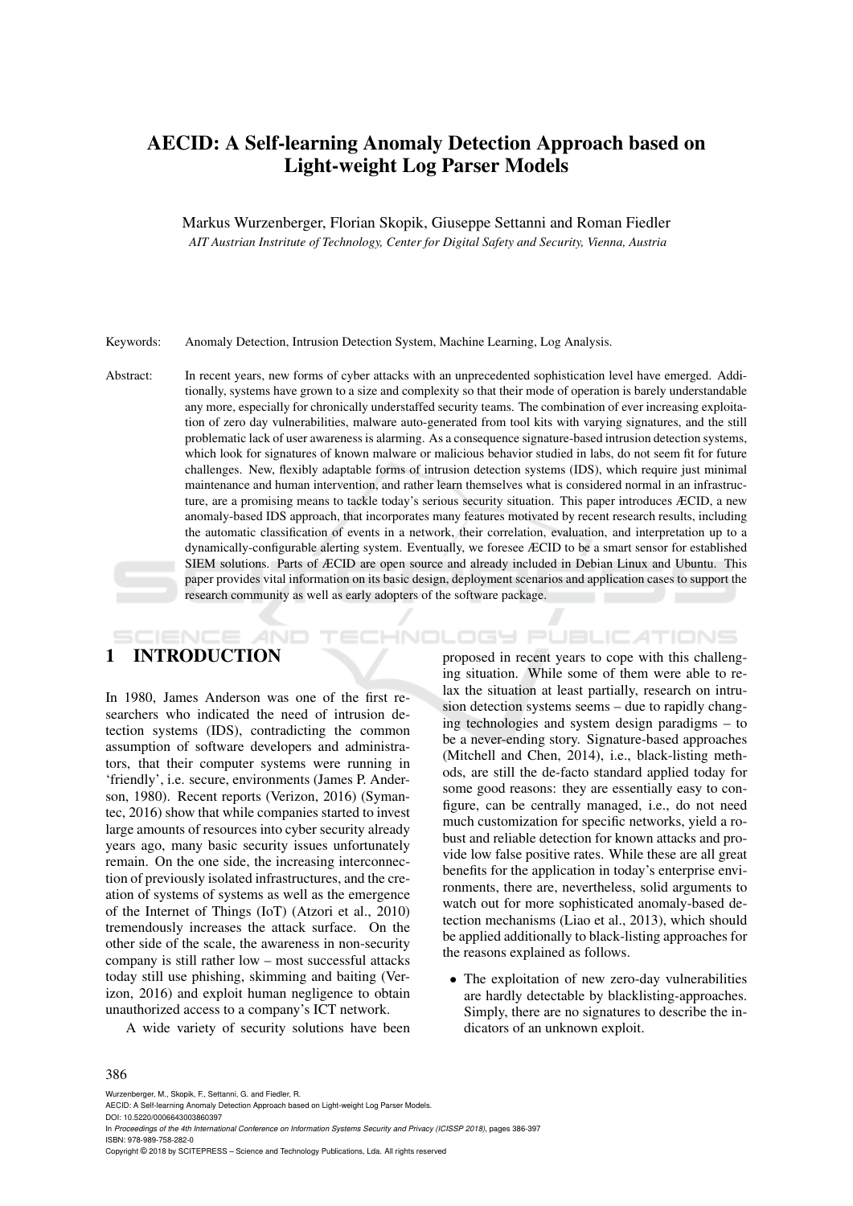# AECID: A Self-learning Anomaly Detection Approach based on Light-weight Log Parser Models

Markus Wurzenberger, Florian Skopik, Giuseppe Settanni and Roman Fiedler

*AIT Austrian Institute of Technology, Center for Digital Safety and Security, Vienna, Austria*

Keywords: Anomaly Detection, Intrusion Detection System, Machine Learning, Log Analysis.

Abstract: In recent years, new forms of cyber attacks with an unprecedented sophistication level have emerged. Additionally, systems have grown to a size and complexity so that their mode of operation is barely understandable any more, especially for chronically understaffed security teams. The combination of ever increasing exploitation of zero day vulnerabilities, malware auto-generated from tool kits with varying signatures, and the still problematic lack of user awareness is alarming. As a consequence signature-based intrusion detection systems, which look for signatures of known malware or malicious behavior studied in labs, do not seem fit for future challenges. New, flexibly adaptable forms of intrusion detection systems (IDS), which require just minimal maintenance and human intervention, and rather learn themselves what is considered normal in an infrastructure, are a promising means to tackle today's serious security situation. This paper introduces ÆCID, a new anomaly-based IDS approach, that incorporates many features motivated by recent research results, including the automatic classification of events in a network, their correlation, evaluation, and interpretation up to a dynamically-configurable alerting system. Eventually, we foresee ÆCID to be a smart sensor for established SIEM solutions. Parts of ÆCID are open source and already included in Debian Linux and Ubuntu. This paper provides vital information on its basic design, deployment scenarios and application cases to support the research community as well as early adopters of the software package.

## 1 INTRODUCTION

In 1980, James Anderson was one of the first researchers who indicated the need of intrusion detection systems (IDS), contradicting the common assumption of software developers and administrators, that their computer systems were running in 'friendly', i.e. secure, environments (James P. Anderson, 1980). Recent reports (Verizon, 2016) (Symantec, 2016) show that while companies started to invest large amounts of resources into cyber security already years ago, many basic security issues unfortunately remain. On the one side, the increasing interconnection of previously isolated infrastructures, and the creation of systems of systems as well as the emergence of the Internet of Things (IoT) (Atzori et al., 2010) tremendously increases the attack surface. On the other side of the scale, the awareness in non-security company is still rather low – most successful attacks today still use phishing, skimming and baiting (Verizon, 2016) and exploit human negligence to obtain unauthorized access to a company's ICT network.

A wide variety of security solutions have been proposed in recent years to cope with this challenging situation. While some of them were able to relax the situation at least partially, research on intrusion detection systems seems – due to rapidly changing technologies and system design paradigms – to be a never-ending story. Signature-based approaches (Mitchell and Chen, 2014), i.e., black-listing methods, are still the de-facto standard applied today for some good reasons: they are essentially easy to configure, can be centrally managed, i.e., do not need much customization for specific networks, yield a robust and reliable detection for known attacks and provide low false positive rates. While these are all great benefits for the application in today's enterprise environments, there are, nevertheless, solid arguments to watch out for more sophisticated anomaly-based detection mechanisms (Liao et al., 2013), which should be applied additionally to black-listing approaches for the reasons explained as follows.

- The exploitation of new zero-day vulnerabilities are hardly detectable by blacklisting-approaches. Simply, there are no signatures to describe the indicators of an unknown exploit.

Wurzenberger, M., Skopik, F., Settanni, G. and Fiedler, R.
AECID: A Self-learning Anomaly Detection Approach based on Light-weight Log Parser Models.
DOI: 10.5220/0006643003860397
In *Proceedings of the 4th International Conference on Information Systems Security and Privacy (ICISSP 2018)*, pages 386-397
ISBN: 978-989-758-282-0
Copyright © 2018 by SCITEPRESS – Science and Technology Publications, Lda. All rights reserved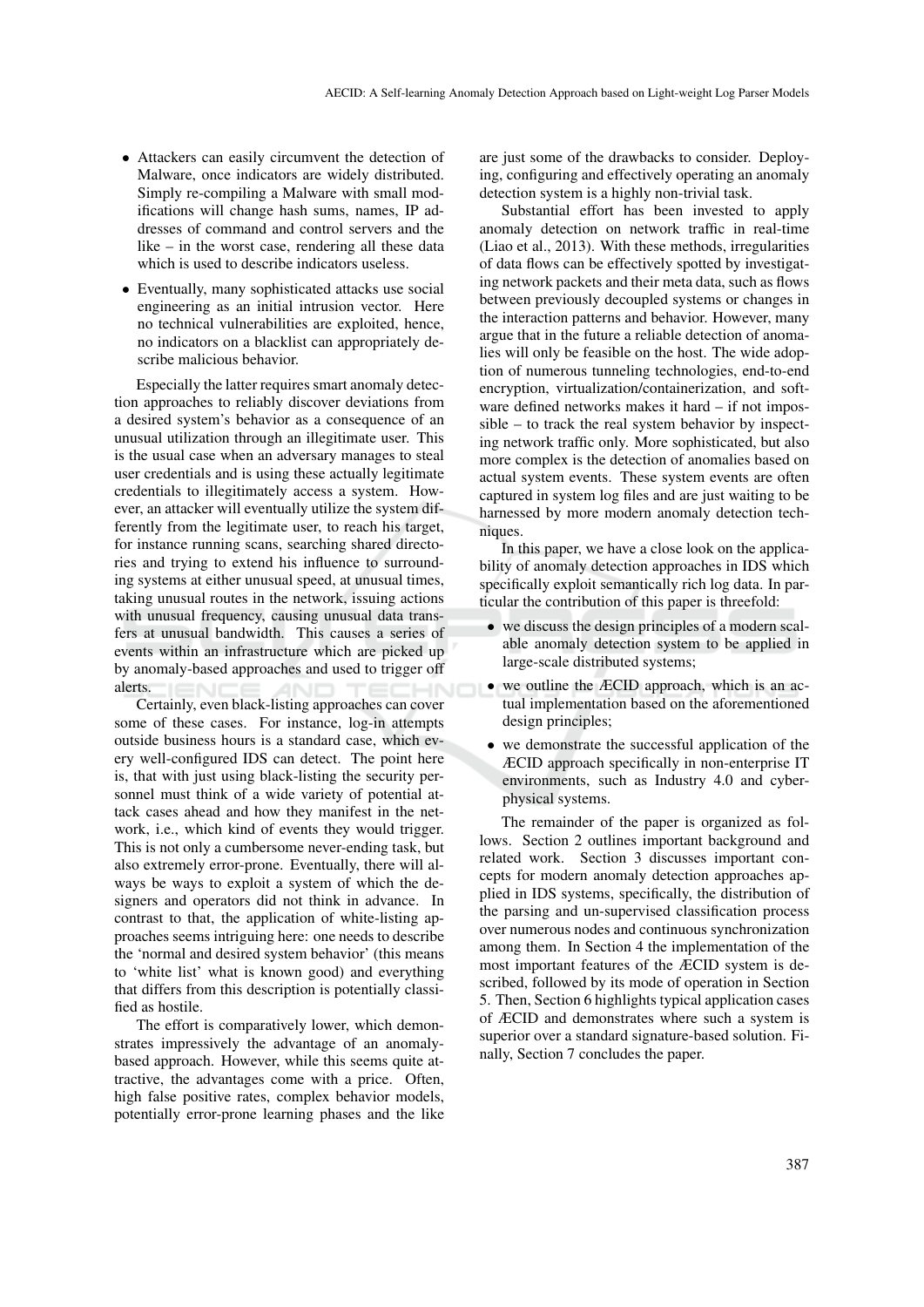- Attackers can easily circumvent the detection of Malware, once indicators are widely distributed. Simply re-compiling a Malware with small modifications will change hash sums, names, IP addresses of command and control servers and the like – in the worst case, rendering all these data which is used to describe indicators useless.
- Eventually, many sophisticated attacks use social engineering as an initial intrusion vector. Here no technical vulnerabilities are exploited, hence, no indicators on a blacklist can appropriately describe malicious behavior.

Especially the latter requires smart anomaly detection approaches to reliably discover deviations from a desired system's behavior as a consequence of an unusual utilization through an illegitimate user. This is the usual case when an adversary manages to steal user credentials and is using these actually legitimate credentials to illegitimately access a system. However, an attacker will eventually utilize the system differently from the legitimate user, to reach his target, for instance running scans, searching shared directories and trying to extend his influence to surrounding systems at either unusual speed, at unusual times, taking unusual routes in the network, issuing actions with unusual frequency, causing unusual data transfers at unusual bandwidth. This causes a series of events within an infrastructure which are picked up by anomaly-based approaches and used to trigger off alerts.

Certainly, even black-listing approaches can cover some of these cases. For instance, log-in attempts outside business hours is a standard case, which every well-configured IDS can detect. The point here is, that with just using black-listing the security personnel must think of a wide variety of potential attack cases ahead and how they manifest in the network, i.e., which kind of events they would trigger. This is not only a cumbersome never-ending task, but also extremely error-prone. Eventually, there will always be ways to exploit a system of which the designers and operators did not think in advance. In contrast to that, the application of white-listing approaches seems intriguing here: one needs to describe the 'normal and desired system behavior' (this means to 'white list' what is known good) and everything that differs from this description is potentially classified as hostile.

The effort is comparatively lower, which demonstrates impressively the advantage of an anomaly-based approach. However, while this seems quite attractive, the advantages come with a price. Often, high false positive rates, complex behavior models, potentially error-prone learning phases and the like are just some of the drawbacks to consider. Deploying, configuring and effectively operating an anomaly detection system is a highly non-trivial task.

Substantial effort has been invested to apply anomaly detection on network traffic in real-time (Liao et al., 2013). With these methods, irregularities of data flows can be effectively spotted by investigating network packets and their meta data, such as flows between previously decoupled systems or changes in the interaction patterns and behavior. However, many argue that in the future a reliable detection of anomalies will only be feasible on the host. The wide adoption of numerous tunneling technologies, end-to-end encryption, virtualization/containerization, and software defined networks makes it hard – if not impossible – to track the real system behavior by inspecting network traffic only. More sophisticated, but also more complex is the detection of anomalies based on actual system events. These system events are often captured in system log files and are just waiting to be harnessed by more modern anomaly detection techniques.

In this paper, we have a close look on the applicability of anomaly detection approaches in IDS which specifically exploit semantically rich log data. In particular the contribution of this paper is threefold:

- we discuss the design principles of a modern scalable anomaly detection system to be applied in large-scale distributed systems;
- we outline the ÆCID approach, which is an actual implementation based on the aforementioned design principles;
- we demonstrate the successful application of the ÆCID approach specifically in non-enterprise IT environments, such as Industry 4.0 and cyber-physical systems.

The remainder of the paper is organized as follows. Section 2 outlines important background and related work. Section 3 discusses important concepts for modern anomaly detection approaches applied in IDS systems, specifically, the distribution of the parsing and un-supervised classification process over numerous nodes and continuous synchronization among them. In Section 4 the implementation of the most important features of the ÆCID system is described, followed by its mode of operation in Section 5. Then, Section 6 highlights typical application cases of ÆCID and demonstrates where such a system is superior over a standard signature-based solution. Finally, Section 7 concludes the paper.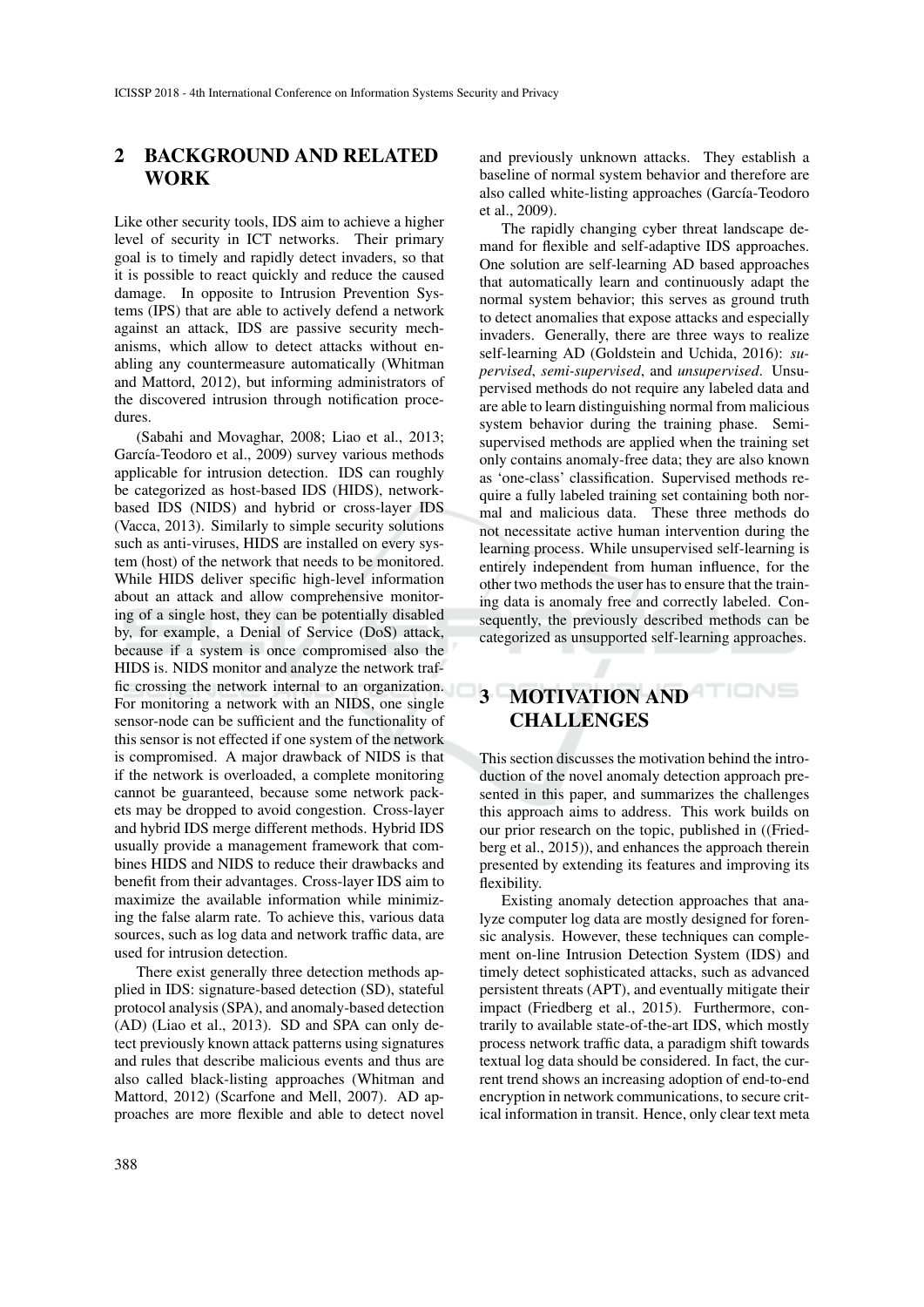## 2 BACKGROUND AND RELATED WORK

Like other security tools, IDS aim to achieve a higher level of security in ICT networks. Their primary goal is to timely and rapidly detect invaders, so that it is possible to react quickly and reduce the caused damage. In opposite to Intrusion Prevention Systems (IPS) that are able to actively defend a network against an attack, IDS are passive security mechanisms, which allow to detect attacks without enabling any countermeasure automatically (Whitman and Mattord, 2012), but informing administrators of the discovered intrusion through notification procedures.

(Sabahi and Movaghar, 2008; Liao et al., 2013; García-Teodoro et al., 2009) survey various methods applicable for intrusion detection. IDS can roughly be categorized as host-based IDS (HIDS), network-based IDS (NIDS) and hybrid or cross-layer IDS (Vacca, 2013). Similarly to simple security solutions such as anti-viruses, HIDS are installed on every system (host) of the network that needs to be monitored. While HIDS deliver specific high-level information about an attack and allow comprehensive monitoring of a single host, they can be potentially disabled by, for example, a Denial of Service (DoS) attack, because if a system is once compromised also the HIDS is. NIDS monitor and analyze the network traffic crossing the network internal to an organization. For monitoring a network with an NIDS, one single sensor-node can be sufficient and the functionality of this sensor is not effected if one system of the network is compromised. A major drawback of NIDS is that if the network is overloaded, a complete monitoring cannot be guaranteed, because some network packets may be dropped to avoid congestion. Cross-layer and hybrid IDS merge different methods. Hybrid IDS usually provide a management framework that combines HIDS and NIDS to reduce their drawbacks and benefit from their advantages. Cross-layer IDS aim to maximize the available information while minimizing the false alarm rate. To achieve this, various data sources, such as log data and network traffic data, are used for intrusion detection.

There exist generally three detection methods applied in IDS: signature-based detection (SD), stateful protocol analysis (SPA), and anomaly-based detection (AD) (Liao et al., 2013). SD and SPA can only detect previously known attack patterns using signatures and rules that describe malicious events and thus are also called black-listing approaches (Whitman and Mattord, 2012) (Scarfone and Mell, 2007). AD approaches are more flexible and able to detect novel and previously unknown attacks. They establish a baseline of normal system behavior and therefore are also called white-listing approaches (García-Teodoro et al., 2009).

The rapidly changing cyber threat landscape demand for flexible and self-adaptive IDS approaches. One solution are self-learning AD based approaches that automatically learn and continuously adapt the normal system behavior; this serves as ground truth to detect anomalies that expose attacks and especially invaders. Generally, there are three ways to realize self-learning AD (Goldstein and Uchida, 2016): *supervised*, *semi-supervised*, and *unsupervised*. Unsupervised methods do not require any labeled data and are able to learn distinguishing normal from malicious system behavior during the training phase. Semi-supervised methods are applied when the training set only contains anomaly-free data; they are also known as 'one-class' classification. Supervised methods require a fully labeled training set containing both normal and malicious data. These three methods do not necessitate active human intervention during the learning process. While unsupervised self-learning is entirely independent from human influence, for the other two methods the user has to ensure that the training data is anomaly free and correctly labeled. Consequently, the previously described methods can be categorized as unsupported self-learning approaches.

## 3 MOTIVATION AND CHALLENGES

This section discusses the motivation behind the introduction of the novel anomaly detection approach presented in this paper, and summarizes the challenges this approach aims to address. This work builds on our prior research on the topic, published in ((Friedberg et al., 2015)), and enhances the approach therein presented by extending its features and improving its flexibility.

Existing anomaly detection approaches that analyze computer log data are mostly designed for forensic analysis. However, these techniques can complement on-line Intrusion Detection System (IDS) and timely detect sophisticated attacks, such as advanced persistent threats (APT), and eventually mitigate their impact (Friedberg et al., 2015). Furthermore, contrarily to available state-of-the-art IDS, which mostly process network traffic data, a paradigm shift towards textual log data should be considered. In fact, the current trend shows an increasing adoption of end-to-end encryption in network communications, to secure critical information in transit. Hence, only clear text meta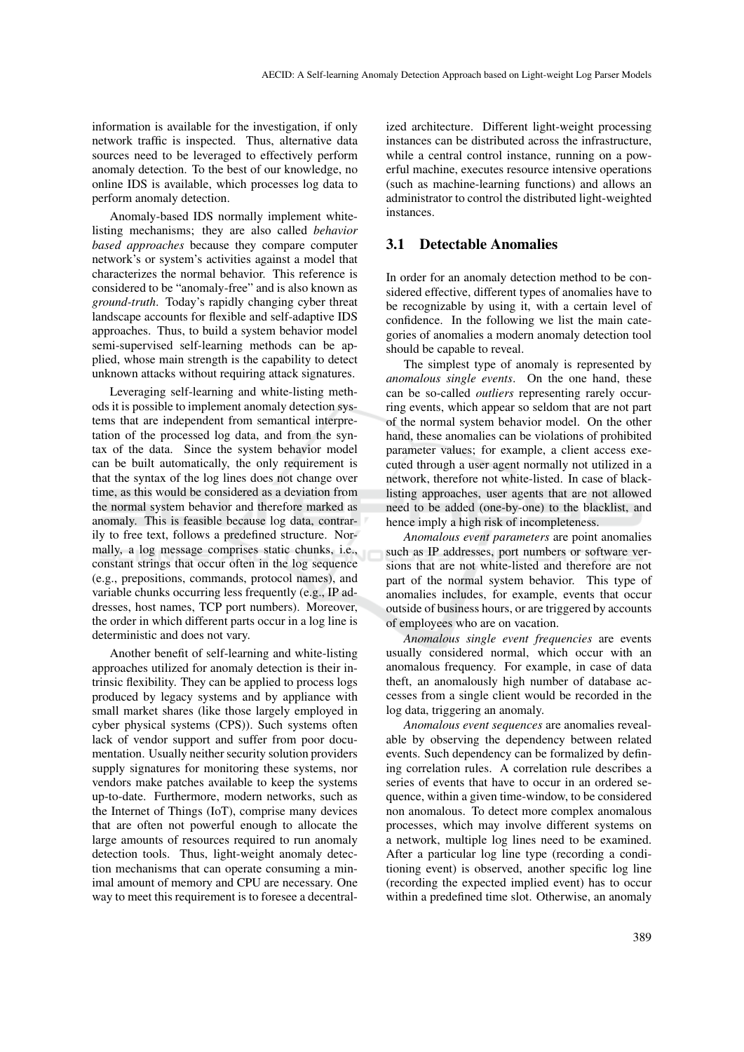information is available for the investigation, if only network traffic is inspected. Thus, alternative data sources need to be leveraged to effectively perform anomaly detection. To the best of our knowledge, no online IDS is available, which processes log data to perform anomaly detection.

Anomaly-based IDS normally implement white-listing mechanisms; they are also called *behavior based approaches* because they compare computer network's or system's activities against a model that characterizes the normal behavior. This reference is considered to be "anomaly-free" and is also known as *ground-truth*. Today's rapidly changing cyber threat landscape accounts for flexible and self-adaptive IDS approaches. Thus, to build a system behavior model semi-supervised self-learning methods can be applied, whose main strength is the capability to detect unknown attacks without requiring attack signatures.

Leveraging self-learning and white-listing methods it is possible to implement anomaly detection systems that are independent from semantical interpretation of the processed log data, and from the syntax of the data. Since the system behavior model can be built automatically, the only requirement is that the syntax of the log lines does not change over time, as this would be considered as a deviation from the normal system behavior and therefore marked as anomaly. This is feasible because log data, contrarily to free text, follows a predefined structure. Normally, a log message comprises static chunks, i.e., constant strings that occur often in the log sequence (e.g., prepositions, commands, protocol names), and variable chunks occurring less frequently (e.g., IP addresses, host names, TCP port numbers). Moreover, the order in which different parts occur in a log line is deterministic and does not vary.

Another benefit of self-learning and white-listing approaches utilized for anomaly detection is their intrinsic flexibility. They can be applied to process logs produced by legacy systems and by appliance with small market shares (like those largely employed in cyber physical systems (CPS)). Such systems often lack of vendor support and suffer from poor documentation. Usually neither security solution providers supply signatures for monitoring these systems, nor vendors make patches available to keep the systems up-to-date. Furthermore, modern networks, such as the Internet of Things (IoT), comprise many devices that are often not powerful enough to allocate the large amounts of resources required to run anomaly detection tools. Thus, light-weight anomaly detection mechanisms that can operate consuming a minimal amount of memory and CPU are necessary. One way to meet this requirement is to foresee a decentralized architecture. Different light-weight processing instances can be distributed across the infrastructure, while a central control instance, running on a powerful machine, executes resource intensive operations (such as machine-learning functions) and allows an administrator to control the distributed light-weighted instances.

## 3.1 Detectable Anomalies

In order for an anomaly detection method to be considered effective, different types of anomalies have to be recognizable by using it, with a certain level of confidence. In the following we list the main categories of anomalies a modern anomaly detection tool should be capable to reveal.

The simplest type of anomaly is represented by *anomalous single events*. On the one hand, these can be so-called *outliers* representing rarely occurring events, which appear so seldom that are not part of the normal system behavior model. On the other hand, these anomalies can be violations of prohibited parameter values; for example, a client access executed through a user agent normally not utilized in a network, therefore not white-listed. In case of black-listing approaches, user agents that are not allowed need to be added (one-by-one) to the blacklist, and hence imply a high risk of incompleteness.

*Anomalous event parameters* are point anomalies such as IP addresses, port numbers or software versions that are not white-listed and therefore are not part of the normal system behavior. This type of anomalies includes, for example, events that occur outside of business hours, or are triggered by accounts of employees who are on vacation.

*Anomalous single event frequencies* are events usually considered normal, which occur with an anomalous frequency. For example, in case of data theft, an anomalously high number of database accesses from a single client would be recorded in the log data, triggering an anomaly.

*Anomalous event sequences* are anomalies revealable by observing the dependency between related events. Such dependency can be formalized by defining correlation rules. A correlation rule describes a series of events that have to occur in an ordered sequence, within a given time-window, to be considered non anomalous. To detect more complex anomalous processes, which may involve different systems on a network, multiple log lines need to be examined. After a particular log line type (recording a conditioning event) is observed, another specific log line (recording the expected implied event) has to occur within a predefined time slot. Otherwise, an anomaly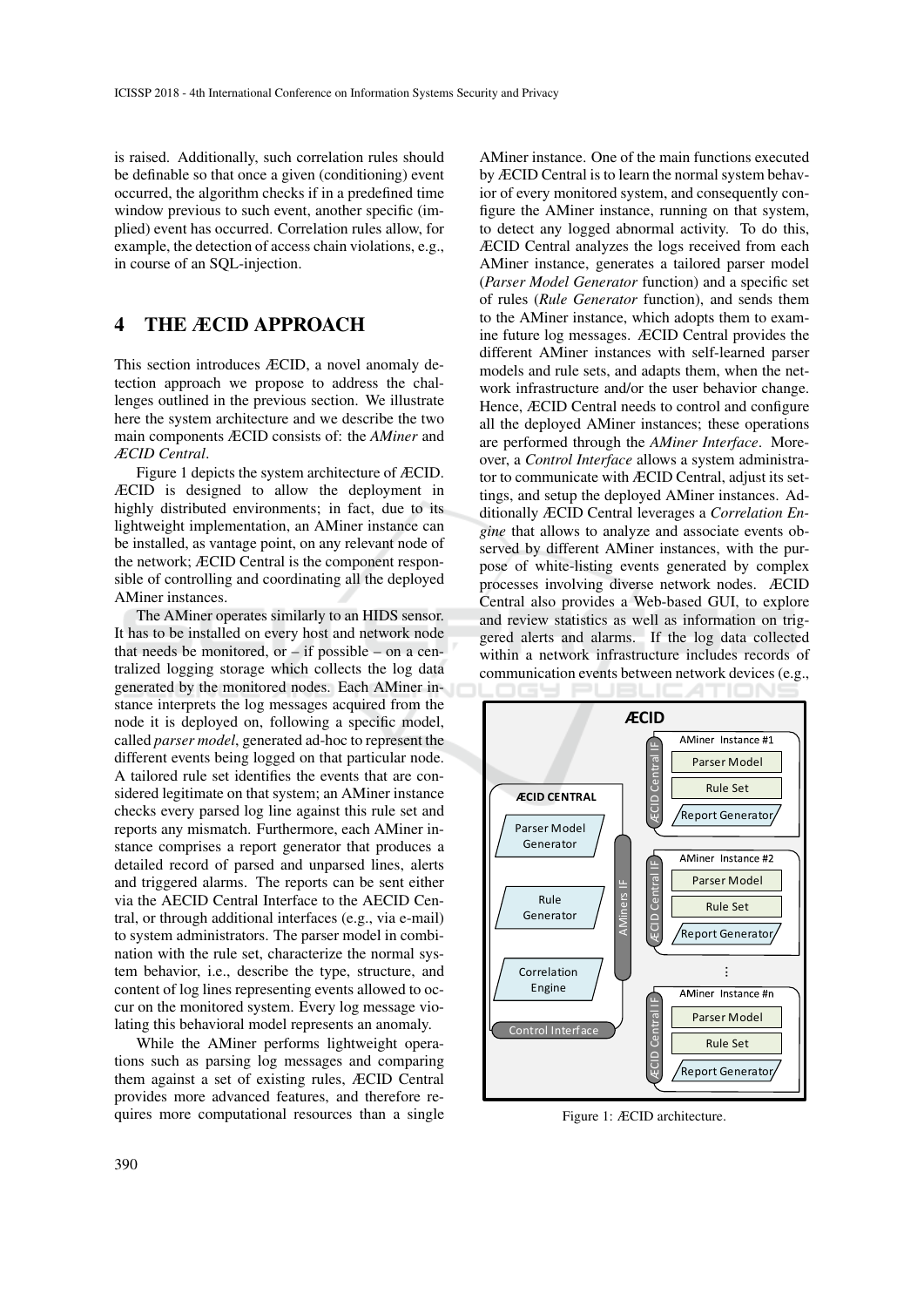is raised. Additionally, such correlation rules should be definable so that once a given (conditioning) event occurred, the algorithm checks if in a predefined time window previous to such event, another specific (implied) event has occurred. Correlation rules allow, for example, the detection of access chain violations, e.g., in course of an SQL-injection.

## 4 THE ÆCID APPROACH

This section introduces ÆCID, a novel anomaly detection approach we propose to address the challenges outlined in the previous section. We illustrate here the system architecture and we describe the two main components ÆCID consists of: the *AMiner* and *ÆCID Central*.

Figure 1 depicts the system architecture of ÆCID. ÆCID is designed to allow the deployment in highly distributed environments; in fact, due to its lightweight implementation, an AMiner instance can be installed, as vantage point, on any relevant node of the network; ÆCID Central is the component responsible of controlling and coordinating all the deployed AMiner instances.

The AMiner operates similarly to an HIDS sensor. It has to be installed on every host and network node that needs be monitored, or – if possible – on a centralized logging storage which collects the log data generated by the monitored nodes. Each AMiner instance interprets the log messages acquired from the node it is deployed on, following a specific model, called *parser model*, generated ad-hoc to represent the different events being logged on that particular node. A tailored rule set identifies the events that are considered legitimate on that system; an AMiner instance checks every parsed log line against this rule set and reports any mismatch. Furthermore, each AMiner instance comprises a report generator that produces a detailed record of parsed and unparsed lines, alerts and triggered alarms. The reports can be sent either via the AECID Central Interface to the AECID Central, or through additional interfaces (e.g., via e-mail) to system administrators. The parser model in combination with the rule set, characterize the normal system behavior, i.e., describe the type, structure, and content of log lines representing events allowed to occur on the monitored system. Every log message violating this behavioral model represents an anomaly.

While the AMiner performs lightweight operations such as parsing log messages and comparing them against a set of existing rules, ÆCID Central provides more advanced features, and therefore requires more computational resources than a single AMiner instance. One of the main functions executed by ÆCID Central is to learn the normal system behavior of every monitored system, and consequently configure the AMiner instance, running on that system, to detect any logged abnormal activity. To do this, ÆCID Central analyzes the logs received from each AMiner instance, generates a tailored parser model (*Parser Model Generator* function) and a specific set of rules (*Rule Generator* function), and sends them to the AMiner instance, which adopts them to examine future log messages. ÆCID Central provides the different AMiner instances with self-learned parser models and rule sets, and adapts them, when the network infrastructure and/or the user behavior change. Hence, ÆCID Central needs to control and configure all the deployed AMiner instances; these operations are performed through the *AMiner Interface*. Moreover, a *Control Interface* allows a system administrator to communicate with ÆCID Central, adjust its settings, and setup the deployed AMiner instances. Additionally ÆCID Central leverages a *Correlation Engine* that allows to analyze and associate events observed by different AMiner instances, with the purpose of white-listing events generated by complex processes involving diverse network nodes. ÆCID Central also provides a Web-based GUI, to explore and review statistics as well as information on triggered alerts and alarms. If the log data collected within a network infrastructure includes records of communication events between network devices (e.g.,

Figure 1: ÆCID architecture.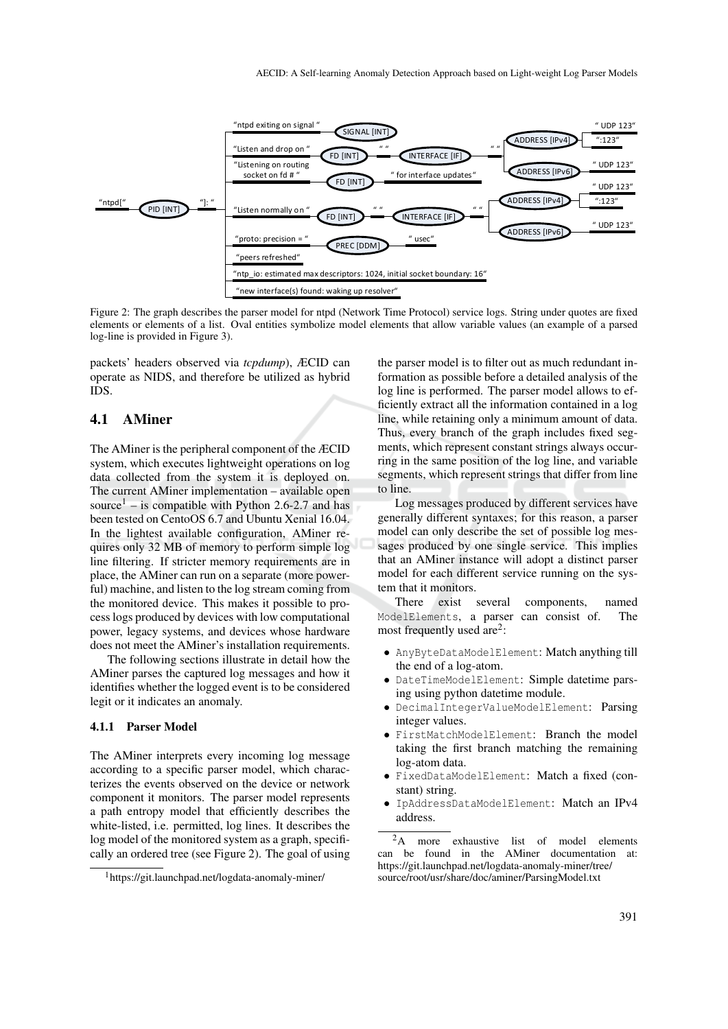Figure 2: The graph describes the parser model for ntpd (Network Time Protocol) service logs. String under quotes are fixed elements or elements of a list. Oval entities symbolize model elements that allow variable values (an example of a parsed log-line is provided in Figure 3).

packets' headers observed via *tcpdump*), ÆCID can operate as NIDS, and therefore be utilized as hybrid IDS.

## 4.1 AMiner

The AMiner is the peripheral component of the ÆCID system, which executes lightweight operations on log data collected from the system it is deployed on. The current AMiner implementation – available open source[1] – is compatible with Python 2.6-2.7 and has been tested on CentOS 6.7 and Ubuntu Xenial 16.04. In the lightest available configuration, AMiner requires only 32 MB of memory to perform simple log line filtering. If stricter memory requirements are in place, the AMiner can run on a separate (more powerful) machine, and listen to the log stream coming from the monitored device. This makes it possible to process logs produced by devices with low computational power, legacy systems, and devices whose hardware does not meet the AMiner's installation requirements.

The following sections illustrate in detail how the AMiner parses the captured log messages and how it identifies whether the logged event is to be considered legit or it indicates an anomaly.

### 4.1.1 Parser Model

The AMiner interprets every incoming log message according to a specific parser model, which characterizes the events observed on the device or network component it monitors. The parser model represents a path entropy model that efficiently describes the white-listed, i.e. permitted, log lines. It describes the log model of the monitored system as a graph, specifically an ordered tree (see Figure 2). The goal of using the parser model is to filter out as much redundant information as possible before a detailed analysis of the log line is performed. The parser model allows to efficiently extract all the information contained in a log line, while retaining only a minimum amount of data. Thus, every branch of the graph includes fixed segments, which represent constant strings always occurring in the same position of the log line, and variable segments, which represent strings that differ from line to line.

Log messages produced by different services have generally different syntaxes; for this reason, a parser model can only describe the set of possible log messages produced by one single service. This implies that an AMiner instance will adopt a distinct parser model for each different service running on the system that it monitors.

There exist several components, named `ModelElements`, a parser can consist of. The most frequently used are[2]:

- `AnyByteDataModelElement`: Match anything till the end of a log-atom.
- `DateTimeModelElement`: Simple datetime parsing using python datetime module.
- `DecimalIntegerValueModelElement`: Parsing integer values.
- `FirstMatchModelElement`: Branch the model taking the first branch matching the remaining log-atom data.
- `FixedDataModelElement`: Match a fixed (constant) string.
- `IpAddressDataModelElement`: Match an IPv4 address.

[1] https://git.launchpad.net/logdata-anomaly-miner/

[2] A more exhaustive list of model elements can be found in the AMiner documentation at: https://git.launchpad.net/logdata-anomaly-miner/tree/source/root/usr/share/doc/aminer/ParsingModel.txt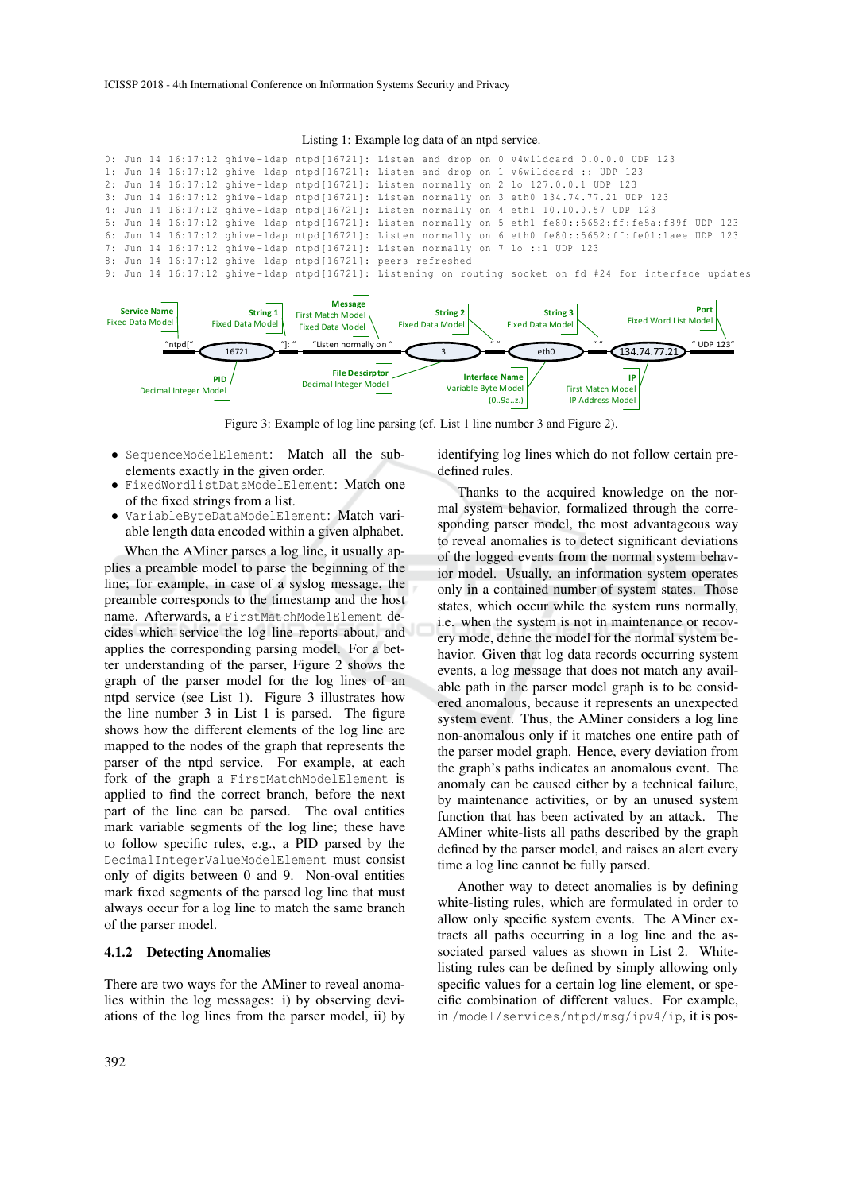Listing 1: Example log data of an ntpd service.

```
0: Jun 14 16:17:12 ghive-ldap ntpd[16721]: Listen and drop on 0 v4wildcard 0.0.0.0 UDP 123
1: Jun 14 16:17:12 ghive-ldap ntpd[16721]: Listen and drop on 1 v6wildcard :: UDP 123
2: Jun 14 16:17:12 ghive-ldap ntpd[16721]: Listen normally on 2 lo 127.0.0.1 UDP 123
3: Jun 14 16:17:12 ghive-ldap ntpd[16721]: Listen normally on 3 eth0 134.74.77.21 UDP 123
4: Jun 14 16:17:12 ghive-ldap ntpd[16721]: Listen normally on 4 eth1 10.10.0.57 UDP 123
5: Jun 14 16:17:12 ghive-ldap ntpd[16721]: Listen normally on 5 eth1 fe80::5652:ff:fe5a:f89f UDP 123
6: Jun 14 16:17:12 ghive-ldap ntpd[16721]: Listen normally on 6 eth0 fe80::5652:ff:fe01:1aee UDP 123
7: Jun 14 16:17:12 ghive-ldap ntpd[16721]: Listen normally on 7 lo ::1 UDP 123
8: Jun 14 16:17:12 ghive-ldap ntpd[16721]: peers refreshed
9: Jun 14 16:17:12 ghive-ldap ntpd[16721]: Listening on routing socket on fd #24 for interface updates
```

Figure 3: Example of log line parsing (cf. List 1 line number 3 and Figure 2).

- `SequenceModelElement`: Match all the subelements exactly in the given order.
- `FixedWordlistDataModelElement`: Match one of the fixed strings from a list.
- `VariableByteDataModelElement`: Match variable length data encoded within a given alphabet.

When the AMiner parses a log line, it usually applies a preamble model to parse the beginning of the line; for example, in case of a syslog message, the preamble corresponds to the timestamp and the host name. Afterwards, a `FirstMatchModelElement` decides which service the log line reports about, and applies the corresponding parsing model. For a better understanding of the parser, Figure 2 shows the graph of the parser model for the log lines of an ntpd service (see List 1). Figure 3 illustrates how the line number 3 in List 1 is parsed. The figure shows how the different elements of the log line are mapped to the nodes of the graph that represents the parser of the ntpd service. For example, at each fork of the graph a `FirstMatchModelElement` is applied to find the correct branch, before the next part of the line can be parsed. The oval entities mark variable segments of the log line; these have to follow specific rules, e.g., a PID parsed by the `DecimalIntegerValueModelElement` must consist only of digits between 0 and 9. Non-oval entities mark fixed segments of the parsed log line that must always occur for a log line to match the same branch of the parser model.

### 4.1.2 Detecting Anomalies

There are two ways for the AMiner to reveal anomalies within the log messages: i) by observing deviations of the log lines from the parser model, ii) by identifying log lines which do not follow certain predefined rules.

Thanks to the acquired knowledge on the normal system behavior, formalized through the corresponding parser model, the most advantageous way to reveal anomalies is to detect significant deviations of the logged events from the normal system behavior model. Usually, an information system operates only in a contained number of system states. Those states, which occur while the system runs normally, i.e. when the system is not in maintenance or recovery mode, define the model for the normal system behavior. Given that log data records occurring system events, a log message that does not match any available path in the parser model graph is to be considered anomalous, because it represents an unexpected system event. Thus, the AMiner considers a log line non-anomalous only if it matches one entire path of the parser model graph. Hence, every deviation from the graph's paths indicates an anomalous event. The anomaly can be caused either by a technical failure, by maintenance activities, or by an unused system function that has been activated by an attack. The AMiner white-lists all paths described by the graph defined by the parser model, and raises an alert every time a log line cannot be fully parsed.

Another way to detect anomalies is by defining white-listing rules, which are formulated in order to allow only specific system events. The AMiner extracts all paths occurring in a log line and the associated parsed values as shown in List 2. White-listing rules can be defined by simply allowing only specific values for a certain log line element, or specific combination of different values. For example, in `/model/services/ntpd/msg/ipv4/ip`, it is pos-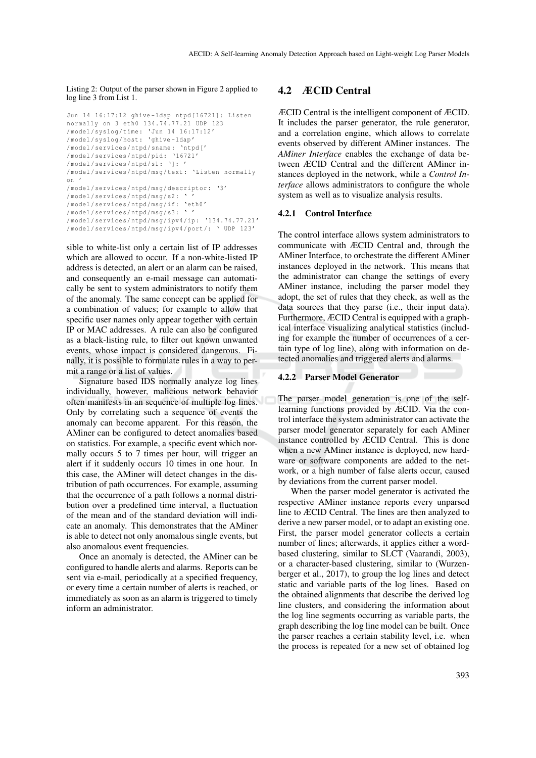Listing 2: Output of the parser shown in Figure 2 applied to log line 3 from List 1.

```
Jun 14 16:17:12 ghive-ldap ntpd[16721]: Listen
normally on 3 eth0 134.74.77.21 UDP 123
/model/syslog/time: 'Jun 14 16:17:12'
/model/syslog/host: 'ghive-ldap'
/model/services/ntpd/sname: 'ntpd['
/model/services/ntpd/pid: '16721'
/model/services/ntpd/s1: ']: '
/model/services/ntpd/msg/text: 'Listen normally
on '
/model/services/ntpd/msg/descriptor: '3'
/model/services/ntpd/msg/s2: ' '
/model/services/ntpd/msg/if: 'eth0'
/model/services/ntpd/msg/s3: ' '
/model/services/ntpd/msg/ipv4/ip: '134.74.77.21'
/model/services/ntpd/msg/ipv4/port/: ' UDP 123'
```

sible to white-list only a certain list of IP addresses which are allowed to occur. If a non-white-listed IP address is detected, an alert or an alarm can be raised, and consequently an e-mail message can automatically be sent to system administrators to notify them of the anomaly. The same concept can be applied for a combination of values; for example to allow that specific user names only appear together with certain IP or MAC addresses. A rule can also be configured as a black-listing rule, to filter out known unwanted events, whose impact is considered dangerous. Finally, it is possible to formulate rules in a way to permit a range or a list of values.

Signature based IDS normally analyze log lines individually, however, malicious network behavior often manifests in an sequence of multiple log lines. Only by correlating such a sequence of events the anomaly can become apparent. For this reason, the AMiner can be configured to detect anomalies based on statistics. For example, a specific event which normally occurs 5 to 7 times per hour, will trigger an alert if it suddenly occurs 10 times in one hour. In this case, the AMiner will detect changes in the distribution of path occurrences. For example, assuming that the occurrence of a path follows a normal distribution over a predefined time interval, a fluctuation of the mean and of the standard deviation will indicate an anomaly. This demonstrates that the AMiner is able to detect not only anomalous single events, but also anomalous event frequencies.

Once an anomaly is detected, the AMiner can be configured to handle alerts and alarms. Reports can be sent via e-mail, periodically at a specified frequency, or every time a certain number of alerts is reached, or immediately as soon as an alarm is triggered to timely inform an administrator.

## 4.2 ÆCID Central

ÆCID Central is the intelligent component of ÆCID. It includes the parser generator, the rule generator, and a correlation engine, which allows to correlate events observed by different AMiner instances. The *AMiner Interface* enables the exchange of data between ÆCID Central and the different AMiner instances deployed in the network, while a *Control Interface* allows administrators to configure the whole system as well as to visualize analysis results.

### 4.2.1 Control Interface

The control interface allows system administrators to communicate with ÆCID Central and, through the AMiner Interface, to orchestrate the different AMiner instances deployed in the network. This means that the administrator can change the settings of every AMiner instance, including the parser model they adopt, the set of rules that they check, as well as the data sources that they parse (i.e., their input data). Furthermore, ÆCID Central is equipped with a graphical interface visualizing analytical statistics (including for example the number of occurrences of a certain type of log line), along with information on detected anomalies and triggered alerts and alarms.

### 4.2.2 Parser Model Generator

The parser model generation is one of the self-learning functions provided by ÆCID. Via the control interface the system administrator can activate the parser model generator separately for each AMiner instance controlled by ÆCID Central. This is done when a new AMiner instance is deployed, new hardware or software components are added to the network, or a high number of false alerts occur, caused by deviations from the current parser model.

When the parser model generator is activated the respective AMiner instance reports every unparsed line to ÆCID Central. The lines are then analyzed to derive a new parser model, or to adapt an existing one. First, the parser model generator collects a certain number of lines; afterwards, it applies either a word-based clustering, similar to SLCT (Vaarandi, 2003), or a character-based clustering, similar to (Wurzenberger et al., 2017), to group the log lines and detect static and variable parts of the log lines. Based on the obtained alignments that describe the derived log line clusters, and considering the information about the log line segments occurring as variable parts, the graph describing the log line model can be built. Once the parser reaches a certain stability level, i.e. when the process is repeated for a new set of obtained log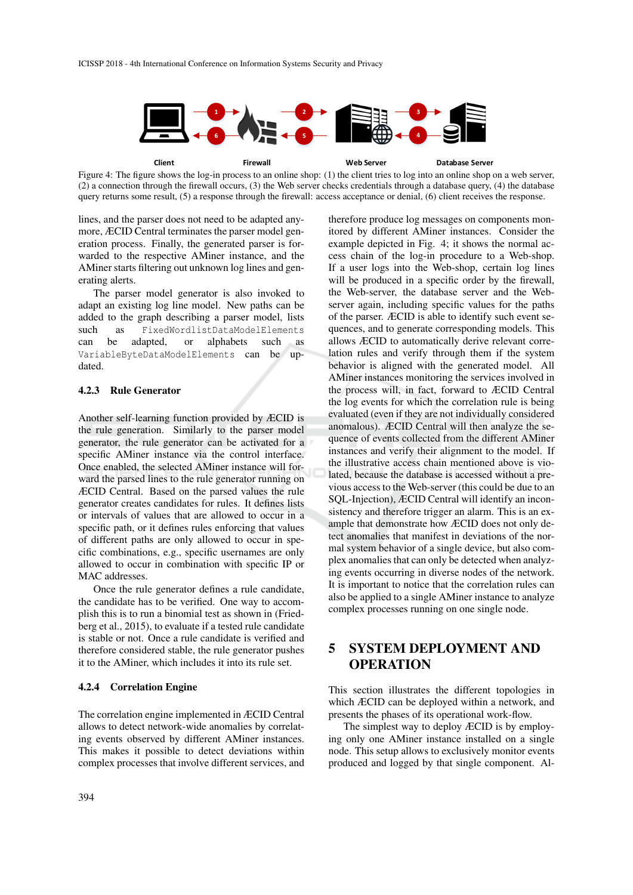Client Firewall Web Server Database Server

Figure 4: The figure shows the log-in process to an online shop: (1) the client tries to log into an online shop on a web server, (2) a connection through the firewall occurs, (3) the Web server checks credentials through a database query, (4) the database query returns some result, (5) a response through the firewall: access acceptance or denial, (6) client receives the response.

lines, and the parser does not need to be adapted anymore, ÆCID Central terminates the parser model generation process. Finally, the generated parser is forwarded to the respective AMiner instance, and the AMiner starts filtering out unknown log lines and generating alerts.

The parser model generator is also invoked to adapt an existing log line model. New paths can be added to the graph describing a parser model, lists such as `FixedWordlistDataModelElements` can be adapted, or alphabets such as `VariableByteDataModelElements` can be updated.

### 4.2.3 Rule Generator

Another self-learning function provided by ÆCID is the rule generation. Similarly to the parser model generator, the rule generator can be activated for a specific AMiner instance via the control interface. Once enabled, the selected AMiner instance will forward the parsed lines to the rule generator running on ÆCID Central. Based on the parsed values the rule generator creates candidates for rules. It defines lists or intervals of values that are allowed to occur in a specific path, or it defines rules enforcing that values of different paths are only allowed to occur in specific combinations, e.g., specific usernames are only allowed to occur in combination with specific IP or MAC addresses.

Once the rule generator defines a rule candidate, the candidate has to be verified. One way to accomplish this is to run a binomial test as shown in (Friedberg et al., 2015), to evaluate if a tested rule candidate is stable or not. Once a rule candidate is verified and therefore considered stable, the rule generator pushes it to the AMiner, which includes it into its rule set.

### 4.2.4 Correlation Engine

The correlation engine implemented in ÆCID Central allows to detect network-wide anomalies by correlating events observed by different AMiner instances. This makes it possible to detect deviations within complex processes that involve different services, and therefore produce log messages on components monitored by different AMiner instances. Consider the example depicted in Fig. 4; it shows the normal access chain of the log-in procedure to a Web-shop. If a user logs into the Web-shop, certain log lines will be produced in a specific order by the firewall, the Web-server, the database server and the Web-server again, including specific values for the paths of the parser. ÆCID is able to identify such event sequences, and to generate corresponding models. This allows ÆCID to automatically derive relevant correlation rules and verify through them if the system behavior is aligned with the generated model. All AMiner instances monitoring the services involved in the process will, in fact, forward to ÆCID Central the log events for which the correlation rule is being evaluated (even if they are not individually considered anomalous). ÆCID Central will then analyze the sequence of events collected from the different AMiner instances and verify their alignment to the model. If the illustrative access chain mentioned above is violated, because the database is accessed without a previous access to the Web-server (this could be due to an SQL-Injection), ÆCID Central will identify an inconsistency and therefore trigger an alarm. This is an example that demonstrate how ÆCID does not only detect anomalies that manifest in deviations of the normal system behavior of a single device, but also complex anomalies that can only be detected when analyzing events occurring in diverse nodes of the network. It is important to notice that the correlation rules can also be applied to a single AMiner instance to analyze complex processes running on one single node.

## 5 SYSTEM DEPLOYMENT AND OPERATION

This section illustrates the different topologies in which ÆCID can be deployed within a network, and presents the phases of its operational work-flow.

The simplest way to deploy ÆCID is by employing only one AMiner instance installed on a single node. This setup allows to exclusively monitor events produced and logged by that single component. Al-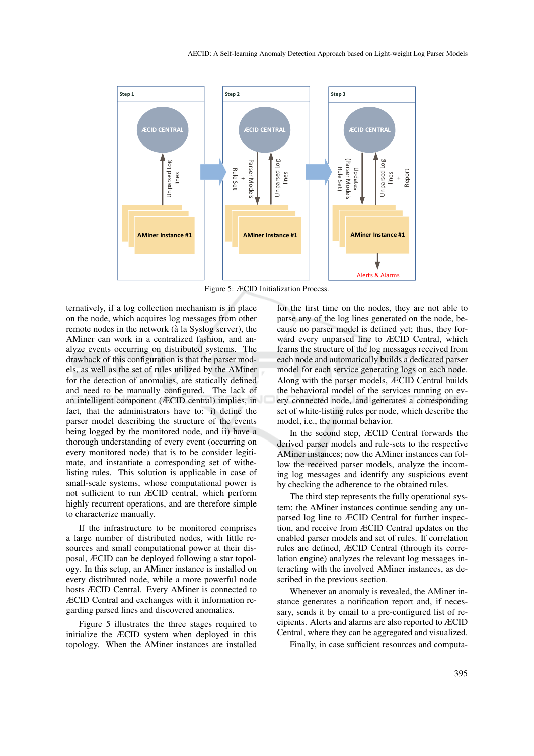Figure 5: ÆCID Initialization Process.

ternatively, if a log collection mechanism is in place on the node, which acquires log messages from other remote nodes in the network (à la Syslog server), the AMiner can work in a centralized fashion, and analyze events occurring on distributed systems. The drawback of this configuration is that the parser models, as well as the set of rules utilized by the AMiner for the detection of anomalies, are statically defined and need to be manually configured. The lack of an intelligent component (ÆCID central) implies, in fact, that the administrators have to: i) define the parser model describing the structure of the events being logged by the monitored node, and ii) have a thorough understanding of every event (occurring on every monitored node) that is to be consider legitimate, and instantiate a corresponding set of withelisting rules. This solution is applicable in case of small-scale systems, whose computational power is not sufficient to run ÆCID central, which perform highly recurrent operations, and are therefore simple to characterize manually.

If the infrastructure to be monitored comprises a large number of distributed nodes, with little resources and small computational power at their disposal, ÆCID can be deployed following a star topology. In this setup, an AMiner instance is installed on every distributed node, while a more powerful node hosts ÆCID Central. Every AMiner is connected to ÆCID Central and exchanges with it information regarding parsed lines and discovered anomalies.

Figure 5 illustrates the three stages required to initialize the ÆCID system when deployed in this topology. When the AMiner instances are installed for the first time on the nodes, they are not able to parse any of the log lines generated on the node, because no parser model is defined yet; thus, they forward every unparsed line to ÆCID Central, which learns the structure of the log messages received from each node and automatically builds a dedicated parser model for each service generating logs on each node. Along with the parser models, ÆCID Central builds the behavioral model of the services running on every connected node, and generates a corresponding set of white-listing rules per node, which describe the model, i.e., the normal behavior.

In the second step, ÆCID Central forwards the derived parser models and rule-sets to the respective AMiner instances; now the AMiner instances can follow the received parser models, analyze the incoming log messages and identify any suspicious event by checking the adherence to the obtained rules.

The third step represents the fully operational system; the AMiner instances continue sending any unparsed log line to ÆCID Central for further inspection, and receive from ÆCID Central updates on the enabled parser models and set of rules. If correlation rules are defined, ÆCID Central (through its correlation engine) analyzes the relevant log messages interacting with the involved AMiner instances, as described in the previous section.

Whenever an anomaly is revealed, the AMiner instance generates a notification report and, if necessary, sends it by email to a pre-configured list of recipients. Alerts and alarms are also reported to ÆCID Central, where they can be aggregated and visualized.

Finally, in case sufficient resources and computa-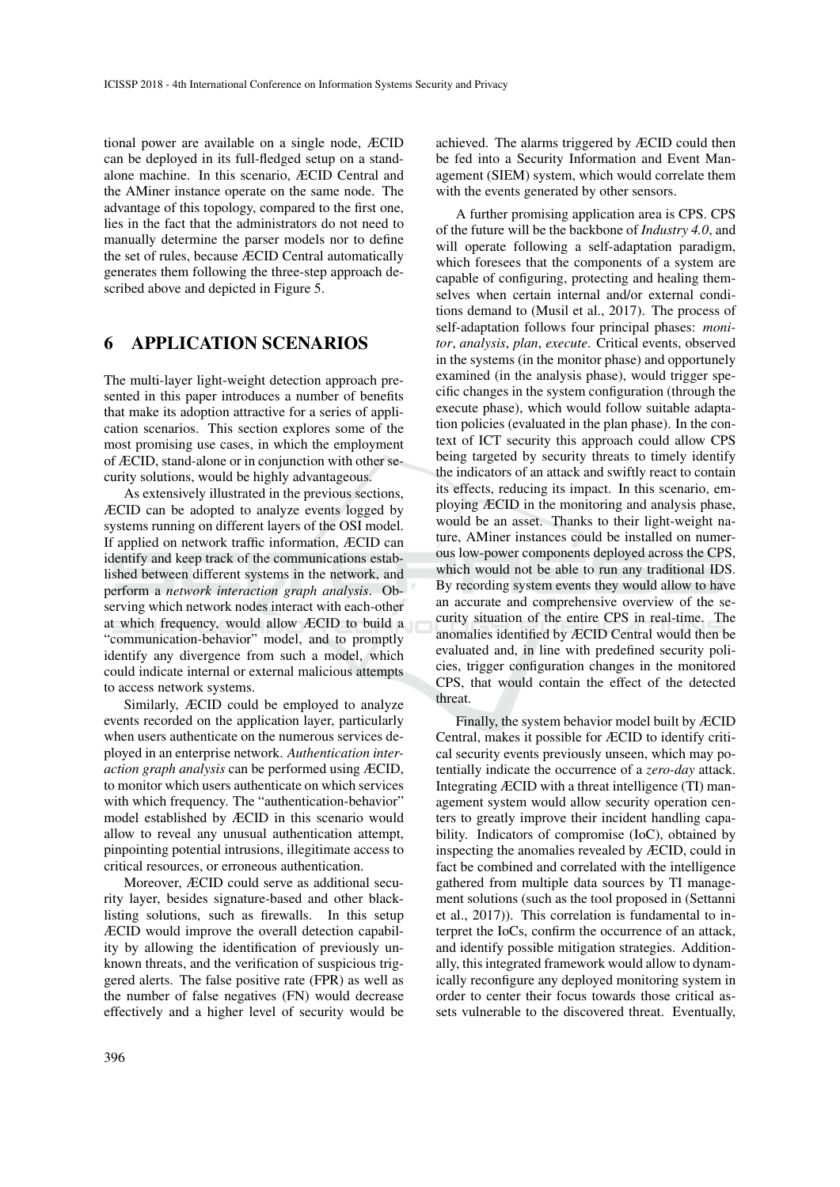tional power are available on a single node, ÆCID can be deployed in its full-fledged setup on a stand-alone machine. In this scenario, ÆCID Central and the AMiner instance operate on the same node. The advantage of this topology, compared to the first one, lies in the fact that the administrators do not need to manually determine the parser models nor to define the set of rules, because ÆCID Central automatically generates them following the three-step approach described above and depicted in Figure 5.

## 6 APPLICATION SCENARIOS

The multi-layer light-weight detection approach presented in this paper introduces a number of benefits that make its adoption attractive for a series of application scenarios. This section explores some of the most promising use cases, in which the employment of ÆCID, stand-alone or in conjunction with other security solutions, would be highly advantageous.

As extensively illustrated in the previous sections, ÆCID can be adopted to analyze events logged by systems running on different layers of the OSI model. If applied on network traffic information, ÆCID can identify and keep track of the communications established between different systems in the network, and perform a *network interaction graph analysis*. Observing which network nodes interact with each-other at which frequency, would allow ÆCID to build a "communication-behavior" model, and to promptly identify any divergence from such a model, which could indicate internal or external malicious attempts to access network systems.

Similarly, ÆCID could be employed to analyze events recorded on the application layer, particularly when users authenticate on the numerous services deployed in an enterprise network. *Authentication interaction graph analysis* can be performed using ÆCID, to monitor which users authenticate on which services with which frequency. The "authentication-behavior" model established by ÆCID in this scenario would allow to reveal any unusual authentication attempt, pinpointing potential intrusions, illegitimate access to critical resources, or erroneous authentication.

Moreover, ÆCID could serve as additional security layer, besides signature-based and other blacklisting solutions, such as firewalls. In this setup ÆCID would improve the overall detection capability by allowing the identification of previously unknown threats, and the verification of suspicious triggered alerts. The false positive rate (FPR) as well as the number of false negatives (FN) would decrease effectively and a higher level of security would be achieved. The alarms triggered by ÆCID could then be fed into a Security Information and Event Management (SIEM) system, which would correlate them with the events generated by other sensors.

A further promising application area is CPS. CPS of the future will be the backbone of *Industry 4.0*, and will operate following a self-adaptation paradigm, which foresees that the components of a system are capable of configuring, protecting and healing themselves when certain internal and/or external conditions demand to (Musil et al., 2017). The process of self-adaptation follows four principal phases: *monitor*, *analysis*, *plan*, *execute*. Critical events, observed in the systems (in the monitor phase) and opportunely examined (in the analysis phase), would trigger specific changes in the system configuration (through the execute phase), which would follow suitable adaptation policies (evaluated in the plan phase). In the context of ICT security this approach could allow CPS being targeted by security threats to timely identify the indicators of an attack and swiftly react to contain its effects, reducing its impact. In this scenario, employing ÆCID in the monitoring and analysis phase, would be an asset. Thanks to their light-weight nature, AMiner instances could be installed on numerous low-power components deployed across the CPS, which would not be able to run any traditional IDS. By recording system events they would allow to have an accurate and comprehensive overview of the security situation of the entire CPS in real-time. The anomalies identified by ÆCID Central would then be evaluated and, in line with predefined security policies, trigger configuration changes in the monitored CPS, that would contain the effect of the detected threat.

Finally, the system behavior model built by ÆCID Central, makes it possible for ÆCID to identify critical security events previously unseen, which may potentially indicate the occurrence of a *zero-day* attack. Integrating ÆCID with a threat intelligence (TI) management system would allow security operation centers to greatly improve their incident handling capability. Indicators of compromise (IoC), obtained by inspecting the anomalies revealed by ÆCID, could in fact be combined and correlated with the intelligence gathered from multiple data sources by TI management solutions (such as the tool proposed in (Settanni et al., 2017)). This correlation is fundamental to interpret the IoCs, confirm the occurrence of an attack, and identify possible mitigation strategies. Additionally, this integrated framework would allow to dynamically reconfigure any deployed monitoring system in order to center their focus towards those critical assets vulnerable to the discovered threat. Eventually,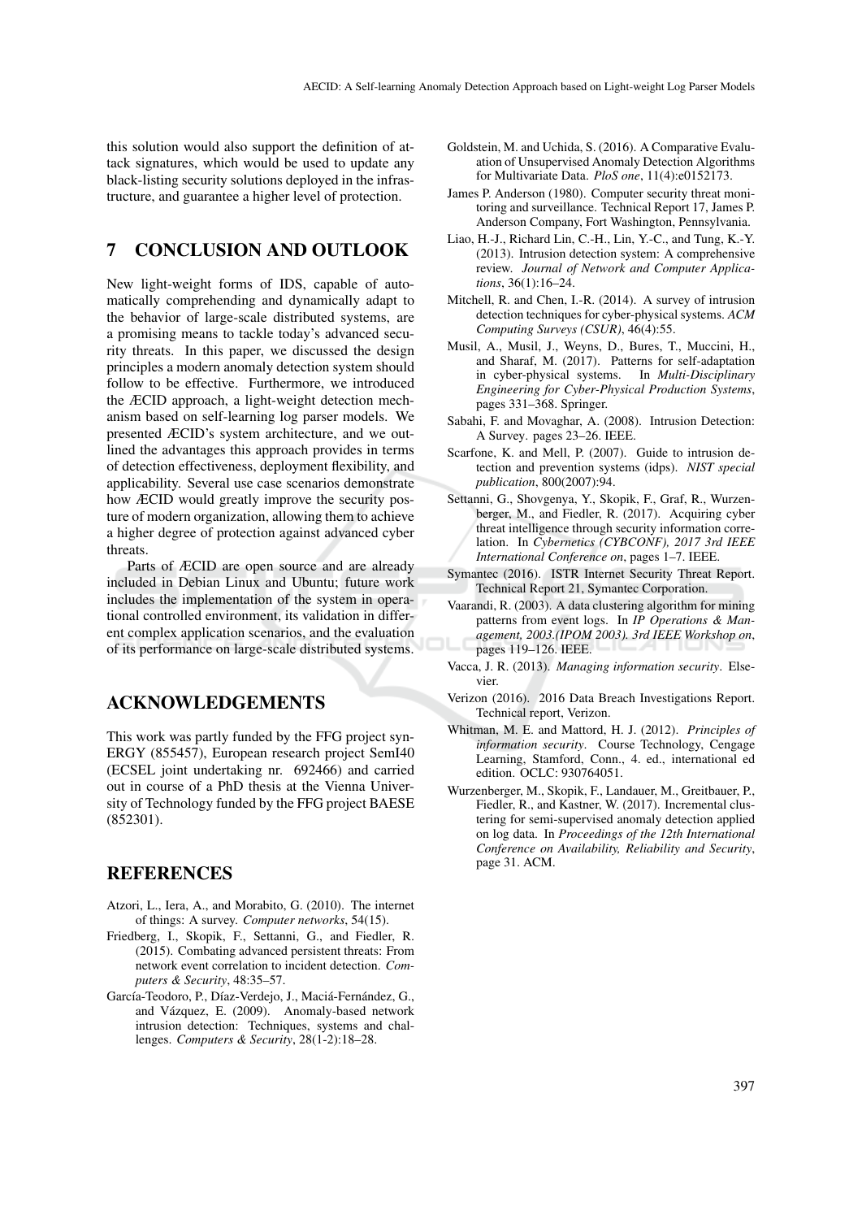this solution would also support the definition of attack signatures, which would be used to update any black-listing security solutions deployed in the infrastructure, and guarantee a higher level of protection.

## 7 CONCLUSION AND OUTLOOK

New light-weight forms of IDS, capable of automatically comprehending and dynamically adapt to the behavior of large-scale distributed systems, are a promising means to tackle today's advanced security threats. In this paper, we discussed the design principles a modern anomaly detection system should follow to be effective. Furthermore, we introduced the ÆCID approach, a light-weight detection mechanism based on self-learning log parser models. We presented ÆCID's system architecture, and we outlined the advantages this approach provides in terms of detection effectiveness, deployment flexibility, and applicability. Several use case scenarios demonstrate how ÆCID would greatly improve the security posture of modern organization, allowing them to achieve a higher degree of protection against advanced cyber threats.

Parts of ÆCID are open source and are already included in Debian Linux and Ubuntu; future work includes the implementation of the system in operational controlled environment, its validation in different complex application scenarios, and the evaluation of its performance on large-scale distributed systems.

## ACKNOWLEDGEMENTS

This work was partly funded by the FFG project synERGY (855457), European research project SemI40 (ECSEL joint undertaking nr. 692466) and carried out in course of a PhD thesis at the Vienna University of Technology funded by the FFG project BAESE (852301).

## REFERENCES

Atzori, L., Iera, A., and Morabito, G. (2010). The internet of things: A survey. *Computer networks*, 54(15).

Friedberg, I., Skopik, F., Settanni, G., and Fiedler, R. (2015). Combating advanced persistent threats: From network event correlation to incident detection. *Computers & Security*, 48:35–57.

García-Teodoro, P., Díaz-Verdejo, J., Maciá-Fernández, G., and Vázquez, E. (2009). Anomaly-based network intrusion detection: Techniques, systems and challenges. *Computers & Security*, 28(1-2):18–28.

Goldstein, M. and Uchida, S. (2016). A Comparative Evaluation of Unsupervised Anomaly Detection Algorithms for Multivariate Data. *PloS one*, 11(4):e0152173.

James P. Anderson (1980). Computer security threat monitoring and surveillance. Technical Report 17, James P. Anderson Company, Fort Washington, Pennsylvania.

Liao, H.-J., Richard Lin, C.-H., Lin, Y.-C., and Tung, K.-Y. (2013). Intrusion detection system: A comprehensive review. *Journal of Network and Computer Applications*, 36(1):16–24.

Mitchell, R. and Chen, I.-R. (2014). A survey of intrusion detection techniques for cyber-physical systems. *ACM Computing Surveys (CSUR)*, 46(4):55.

Musil, A., Musil, J., Weyns, D., Bures, T., Muccini, H., and Sharaf, M. (2017). Patterns for self-adaptation in cyber-physical systems. In *Multi-Disciplinary Engineering for Cyber-Physical Production Systems*, pages 331–368. Springer.

Sabahi, F. and Movaghar, A. (2008). Intrusion Detection: A Survey. pages 23–26. IEEE.

Scarfone, K. and Mell, P. (2007). Guide to intrusion detection and prevention systems (idps). *NIST special publication*, 800(2007):94.

Settanni, G., Shovgenya, Y., Skopik, F., Graf, R., Wurzenberger, M., and Fiedler, R. (2017). Acquiring cyber threat intelligence through security information correlation. In *Cybernetics (CYBCONF), 2017 3rd IEEE International Conference on*, pages 1–7. IEEE.

Symantec (2016). ISTR Internet Security Threat Report. Technical Report 21, Symantec Corporation.

Vaarandi, R. (2003). A data clustering algorithm for mining patterns from event logs. In *IP Operations & Management, 2003.(IPOM 2003). 3rd IEEE Workshop on*, pages 119–126. IEEE.

Vacca, J. R. (2013). *Managing information security*. Elsevier.

Verizon (2016). 2016 Data Breach Investigations Report. Technical report, Verizon.

Whitman, M. E. and Mattord, H. J. (2012). *Principles of information security*. Course Technology, Cengage Learning, Stamford, Conn., 4. ed., international ed edition. OCLC: 930764051.

Wurzenberger, M., Skopik, F., Landauer, M., Greitbauer, P., Fiedler, R., and Kastner, W. (2017). Incremental clustering for semi-supervised anomaly detection applied on log data. In *Proceedings of the 12th International Conference on Availability, Reliability and Security*, page 31. ACM.